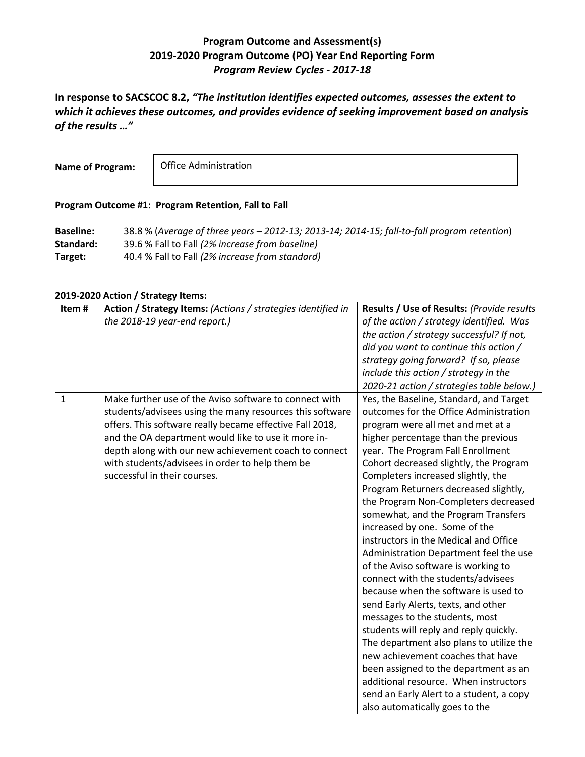**Program Outcome and Assessment(s)**
**2019-2020 Program Outcome (PO) Year End Reporting Form**
***Program Review Cycles - 2017-18***

**In response to SACSCOC 8.2, *"The institution identifies expected outcomes, assesses the extent to which it achieves these outcomes, and provides evidence of seeking improvement based on analysis of the results …"***

**Name of Program:** Office Administration

**Program Outcome #1: Program Retention, Fall to Fall**

**Baseline:** 38.8 % (*Average of three years – 2012-13; 2013-14; 2014-15; fall-to-fall program retention*)
**Standard:** 39.6 % Fall to Fall *(2% increase from baseline)*
**Target:** 40.4 % Fall to Fall *(2% increase from standard)*

**2019-2020 Action / Strategy Items:**

| Item # | **Action / Strategy Items:** *(Actions / strategies identified in the 2018-19 year-end report.)* | **Results / Use of Results:** *(Provide results of the action / strategy identified. Was the action / strategy successful? If not, did you want to continue this action / strategy going forward? If so, please include this action / strategy in the 2020-21 action / strategies table below.)* |
|---|---|---|
| 1 | Make further use of the Aviso software to connect with students/advisees using the many resources this software offers. This software really became effective Fall 2018, and the OA department would like to use it more in-depth along with our new achievement coach to connect with students/advisees in order to help them be successful in their courses. | Yes, the Baseline, Standard, and Target outcomes for the Office Administration program were all met and met at a higher percentage than the previous year. The Program Fall Enrollment Cohort decreased slightly, the Program Completers increased slightly, the Program Returners decreased slightly, the Program Non-Completers decreased somewhat, and the Program Transfers increased by one. Some of the instructors in the Medical and Office Administration Department feel the use of the Aviso software is working to connect with the students/advisees because when the software is used to send Early Alerts, texts, and other messages to the students, most students will reply and reply quickly. The department also plans to utilize the new achievement coaches that have been assigned to the department as an additional resource. When instructors send an Early Alert to a student, a copy also automatically goes to the |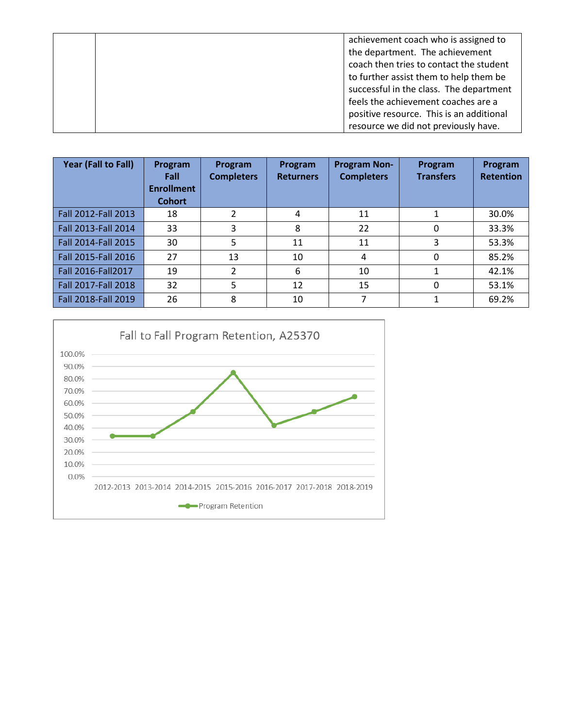| | | achievement coach who is assigned to the department. The achievement coach then tries to contact the student to further assist them to help them be successful in the class. The department feels the achievement coaches are a positive resource. This is an additional resource we did not previously have. |
|---|---|---|

| Year (Fall to Fall) | Program Fall Enrollment Cohort | Program Completers | Program Returners | Program Non-Completers | Program Transfers | Program Retention |
|---|---|---|---|---|---|---|
| Fall 2012-Fall 2013 | 18 | 2 | 4 | 11 | 1 | 30.0% |
| Fall 2013-Fall 2014 | 33 | 3 | 8 | 22 | 0 | 33.3% |
| Fall 2014-Fall 2015 | 30 | 5 | 11 | 11 | 3 | 53.3% |
| Fall 2015-Fall 2016 | 27 | 13 | 10 | 4 | 0 | 85.2% |
| Fall 2016-Fall2017 | 19 | 2 | 6 | 10 | 1 | 42.1% |
| Fall 2017-Fall 2018 | 32 | 5 | 12 | 15 | 0 | 53.1% |
| Fall 2018-Fall 2019 | 26 | 8 | 10 | 7 | 1 | 69.2% |

Fall to Fall Program Retention, A25370

| Year | Program Retention |
|---|---|
| 2012-2013 | 33.3% |
| 2013-2014 | 33.3% |
| 2014-2015 | 53.3% |
| 2015-2016 | 85.2% |
| 2016-2017 | 42.1% |
| 2017-2018 | 53.1% |
| 2018-2019 | 65.4% |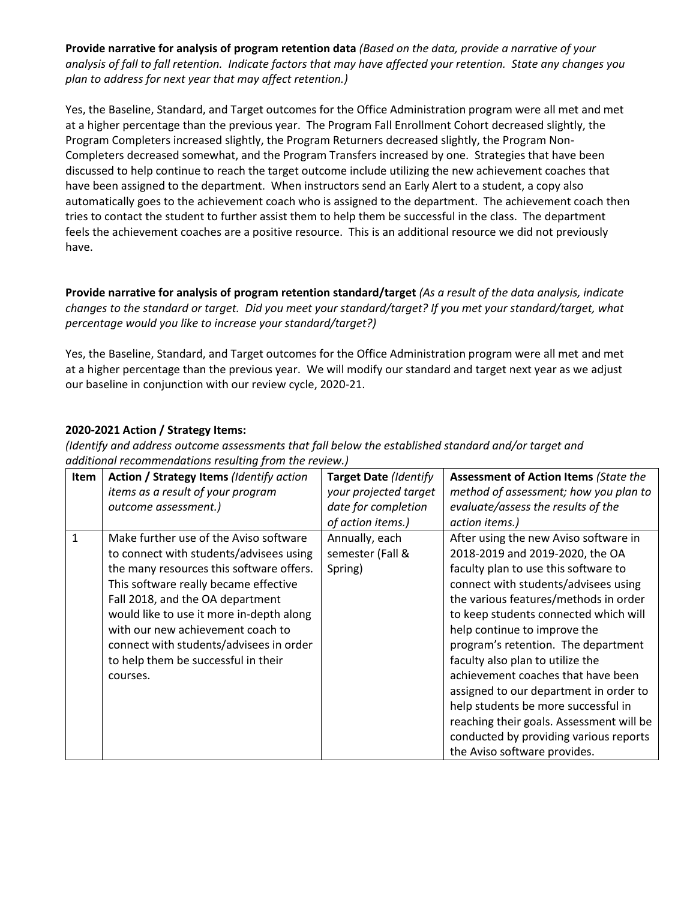**Provide narrative for analysis of program retention data** *(Based on the data, provide a narrative of your analysis of fall to fall retention. Indicate factors that may have affected your retention. State any changes you plan to address for next year that may affect retention.)*

Yes, the Baseline, Standard, and Target outcomes for the Office Administration program were all met and met at a higher percentage than the previous year. The Program Fall Enrollment Cohort decreased slightly, the Program Completers increased slightly, the Program Returners decreased slightly, the Program Non-Completers decreased somewhat, and the Program Transfers increased by one. Strategies that have been discussed to help continue to reach the target outcome include utilizing the new achievement coaches that have been assigned to the department. When instructors send an Early Alert to a student, a copy also automatically goes to the achievement coach who is assigned to the department. The achievement coach then tries to contact the student to further assist them to help them be successful in the class. The department feels the achievement coaches are a positive resource. This is an additional resource we did not previously have.

**Provide narrative for analysis of program retention standard/target** *(As a result of the data analysis, indicate changes to the standard or target. Did you meet your standard/target? If you met your standard/target, what percentage would you like to increase your standard/target?)*

Yes, the Baseline, Standard, and Target outcomes for the Office Administration program were all met and met at a higher percentage than the previous year. We will modify our standard and target next year as we adjust our baseline in conjunction with our review cycle, 2020-21.

**2020-2021 Action / Strategy Items:**

*(Identify and address outcome assessments that fall below the established standard and/or target and additional recommendations resulting from the review.)*

| Item | **Action / Strategy Items** *(Identify action items as a result of your program outcome assessment.)* | **Target Date** *(Identify your projected target date for completion of action items.)* | **Assessment of Action Items** *(State the method of assessment; how you plan to evaluate/assess the results of the action items.)* |
|---|---|---|---|
| 1 | Make further use of the Aviso software to connect with students/advisees using the many resources this software offers. This software really became effective Fall 2018, and the OA department would like to use it more in-depth along with our new achievement coach to connect with students/advisees in order to help them be successful in their courses. | Annually, each semester (Fall & Spring) | After using the new Aviso software in 2018-2019 and 2019-2020, the OA faculty plan to use this software to connect with students/advisees using the various features/methods in order to keep students connected which will help continue to improve the program's retention. The department faculty also plan to utilize the achievement coaches that have been assigned to our department in order to help students be more successful in reaching their goals. Assessment will be conducted by providing various reports the Aviso software provides. |